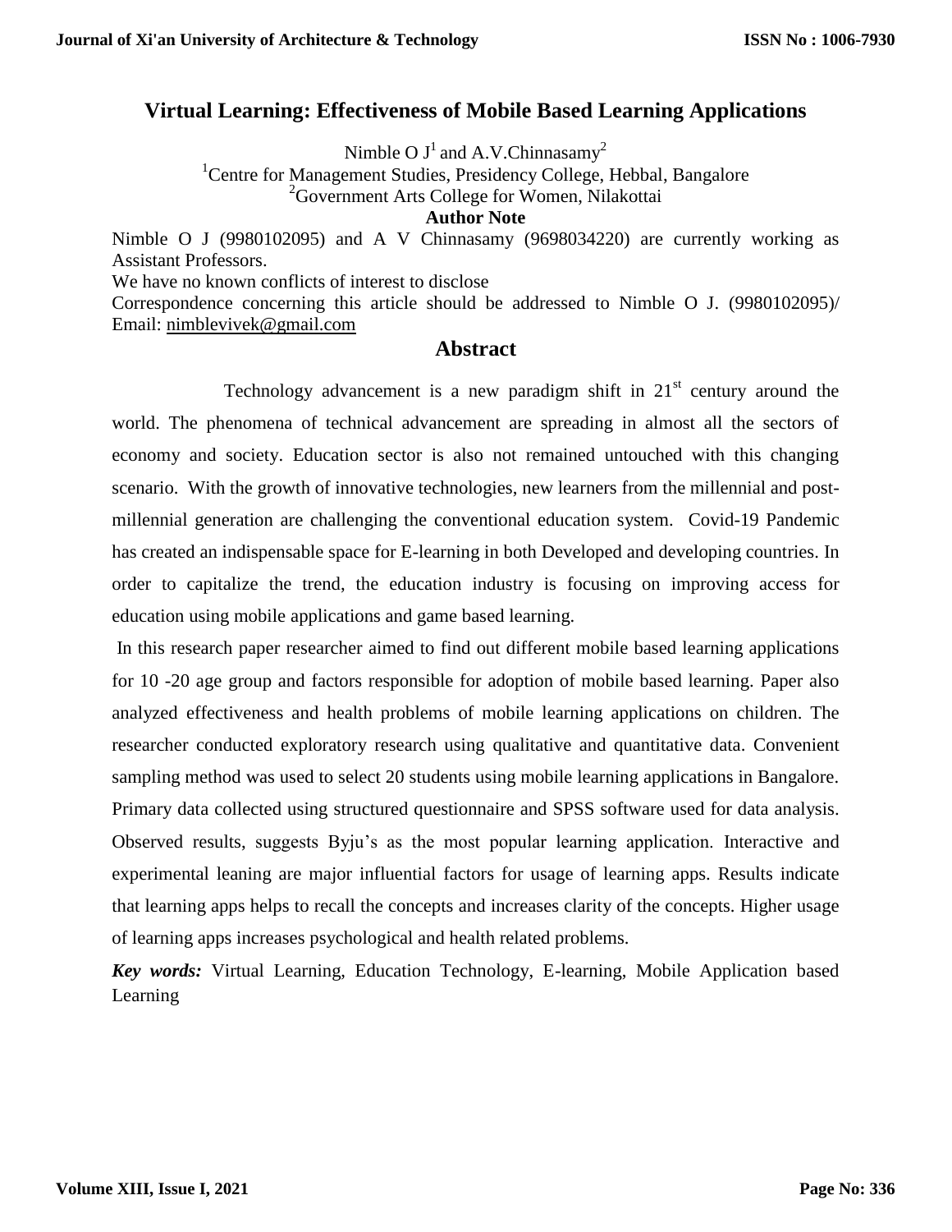# Virtual Learning: Effectiveness of Mobile Based Learning Applications

Nimble O J[1] and A.V.Chinnasamy[2]

[1]Centre for Management Studies, Presidency College, Hebbal, Bangalore

[2]Government Arts College for Women, Nilakottai

**Author Note**

Nimble O J (9980102095) and A V Chinnasamy (9698034220) are currently working as Assistant Professors.

We have no known conflicts of interest to disclose

Correspondence concerning this article should be addressed to Nimble O J. (9980102095)/ Email: nimblevivek@gmail.com

## Abstract

Technology advancement is a new paradigm shift in 21st century around the world. The phenomena of technical advancement are spreading in almost all the sectors of economy and society. Education sector is also not remained untouched with this changing scenario. With the growth of innovative technologies, new learners from the millennial and post-millennial generation are challenging the conventional education system. Covid-19 Pandemic has created an indispensable space for E-learning in both Developed and developing countries. In order to capitalize the trend, the education industry is focusing on improving access for education using mobile applications and game based learning.

In this research paper researcher aimed to find out different mobile based learning applications for 10 -20 age group and factors responsible for adoption of mobile based learning. Paper also analyzed effectiveness and health problems of mobile learning applications on children. The researcher conducted exploratory research using qualitative and quantitative data. Convenient sampling method was used to select 20 students using mobile learning applications in Bangalore. Primary data collected using structured questionnaire and SPSS software used for data analysis. Observed results, suggests Byju's as the most popular learning application. Interactive and experimental leaning are major influential factors for usage of learning apps. Results indicate that learning apps helps to recall the concepts and increases clarity of the concepts. Higher usage of learning apps increases psychological and health related problems.

***Key words:*** Virtual Learning, Education Technology, E-learning, Mobile Application based Learning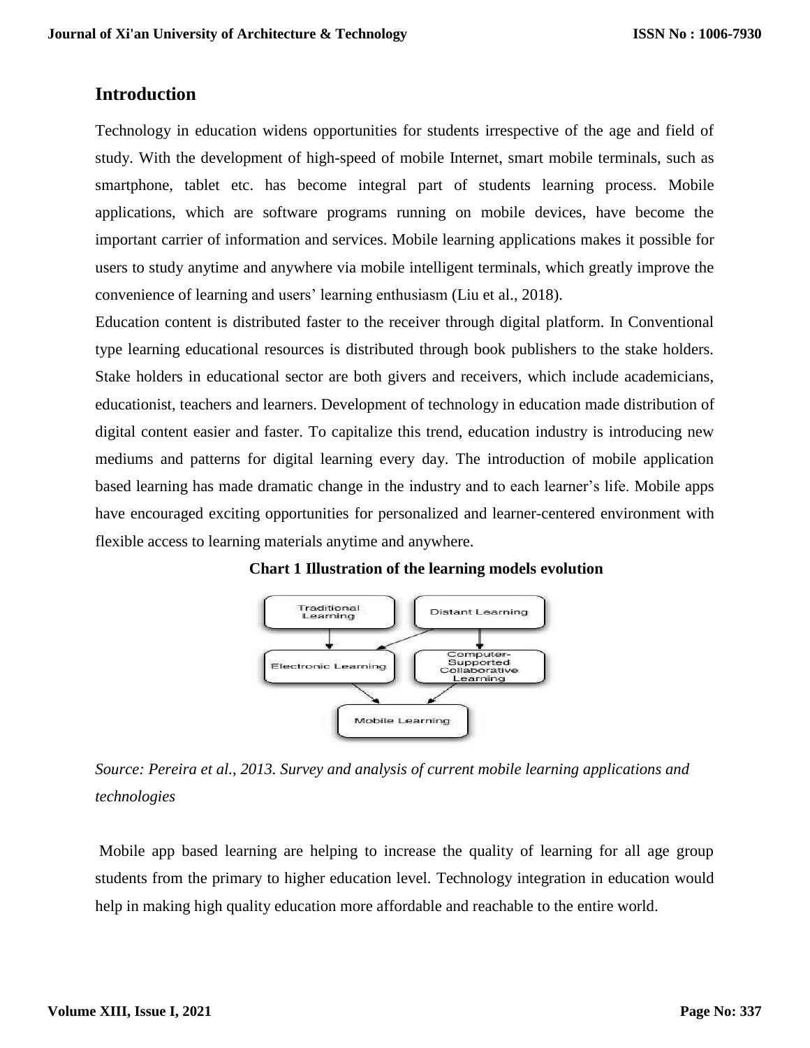## Introduction

Technology in education widens opportunities for students irrespective of the age and field of study. With the development of high-speed of mobile Internet, smart mobile terminals, such as smartphone, tablet etc. has become integral part of students learning process. Mobile applications, which are software programs running on mobile devices, have become the important carrier of information and services. Mobile learning applications makes it possible for users to study anytime and anywhere via mobile intelligent terminals, which greatly improve the convenience of learning and users' learning enthusiasm (Liu et al., 2018).

Education content is distributed faster to the receiver through digital platform. In Conventional type learning educational resources is distributed through book publishers to the stake holders. Stake holders in educational sector are both givers and receivers, which include academicians, educationist, teachers and learners. Development of technology in education made distribution of digital content easier and faster. To capitalize this trend, education industry is introducing new mediums and patterns for digital learning every day. The introduction of mobile application based learning has made dramatic change in the industry and to each learner's life. Mobile apps have encouraged exciting opportunities for personalized and learner-centered environment with flexible access to learning materials anytime and anywhere.

**Chart 1 Illustration of the learning models evolution**

*Source: Pereira et al., 2013. Survey and analysis of current mobile learning applications and technologies*

Mobile app based learning are helping to increase the quality of learning for all age group students from the primary to higher education level. Technology integration in education would help in making high quality education more affordable and reachable to the entire world.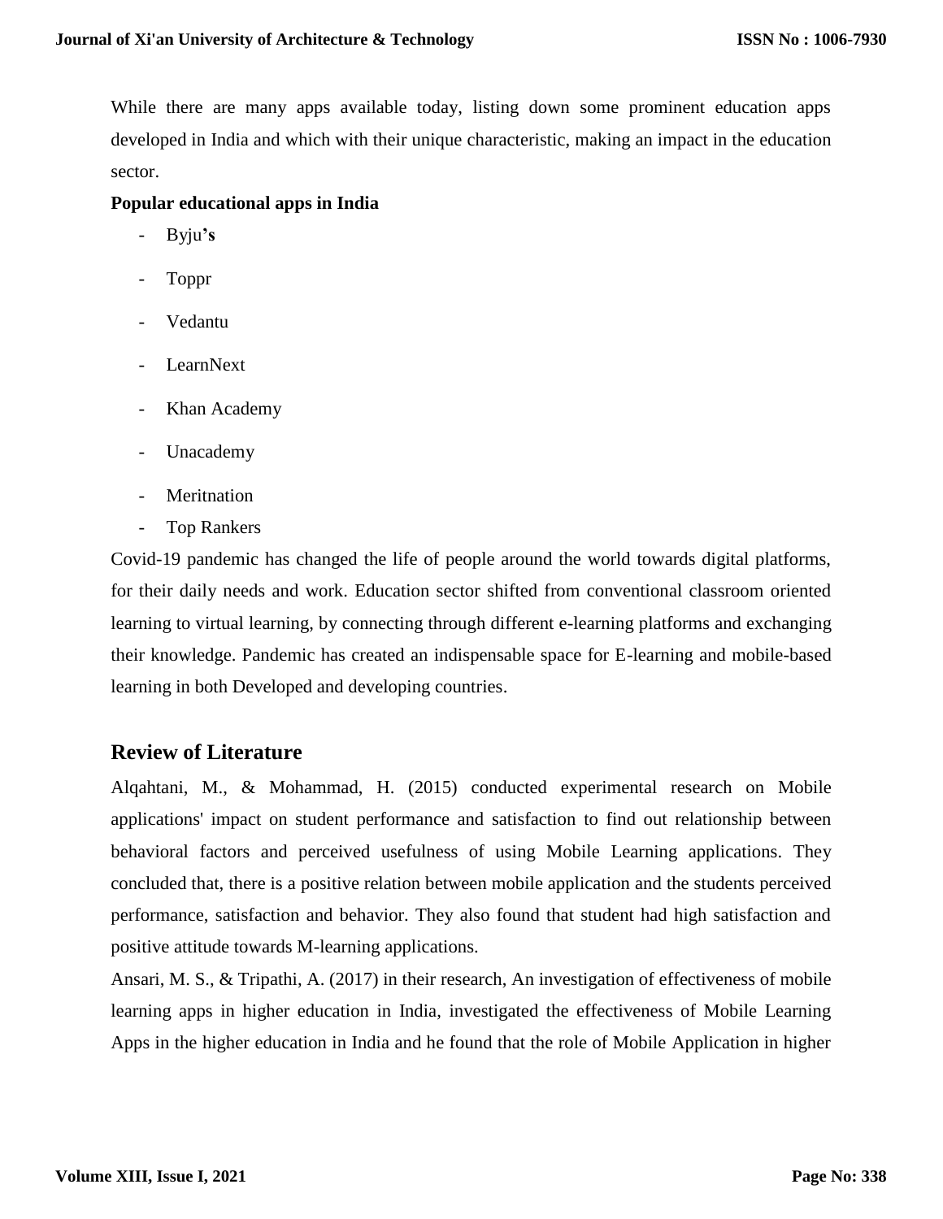While there are many apps available today, listing down some prominent education apps developed in India and which with their unique characteristic, making an impact in the education sector.

**Popular educational apps in India**

- Byju**'s**
- Toppr
- Vedantu
- LearnNext
- Khan Academy
- Unacademy
- Meritnation
- Top Rankers

Covid-19 pandemic has changed the life of people around the world towards digital platforms, for their daily needs and work. Education sector shifted from conventional classroom oriented learning to virtual learning, by connecting through different e-learning platforms and exchanging their knowledge. Pandemic has created an indispensable space for E-learning and mobile-based learning in both Developed and developing countries.

## Review of Literature

Alqahtani, M., & Mohammad, H. (2015) conducted experimental research on Mobile applications' impact on student performance and satisfaction to find out relationship between behavioral factors and perceived usefulness of using Mobile Learning applications. They concluded that, there is a positive relation between mobile application and the students perceived performance, satisfaction and behavior. They also found that student had high satisfaction and positive attitude towards M-learning applications.

Ansari, M. S., & Tripathi, A. (2017) in their research, An investigation of effectiveness of mobile learning apps in higher education in India, investigated the effectiveness of Mobile Learning Apps in the higher education in India and he found that the role of Mobile Application in higher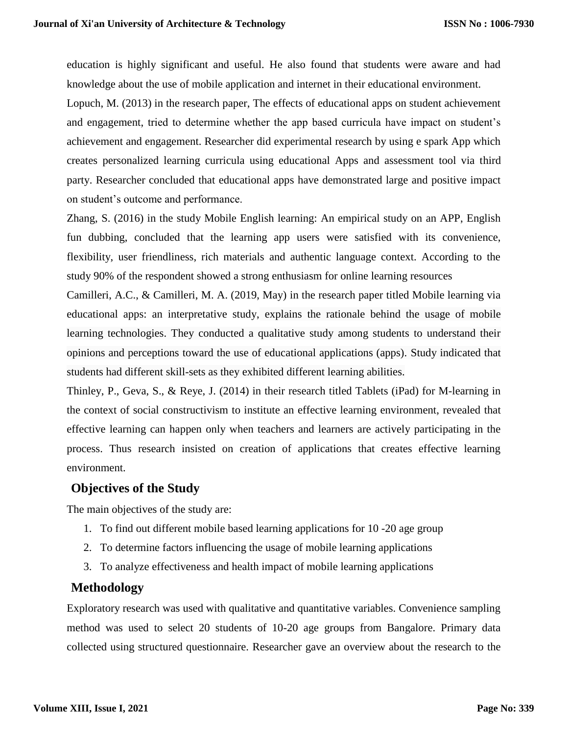education is highly significant and useful. He also found that students were aware and had knowledge about the use of mobile application and internet in their educational environment.

Lopuch, M. (2013) in the research paper, The effects of educational apps on student achievement and engagement, tried to determine whether the app based curricula have impact on student's achievement and engagement. Researcher did experimental research by using e spark App which creates personalized learning curricula using educational Apps and assessment tool via third party. Researcher concluded that educational apps have demonstrated large and positive impact on student's outcome and performance.

Zhang, S. (2016) in the study Mobile English learning: An empirical study on an APP, English fun dubbing, concluded that the learning app users were satisfied with its convenience, flexibility, user friendliness, rich materials and authentic language context. According to the study 90% of the respondent showed a strong enthusiasm for online learning resources

Camilleri, A.C., & Camilleri, M. A. (2019, May) in the research paper titled Mobile learning via educational apps: an interpretative study, explains the rationale behind the usage of mobile learning technologies. They conducted a qualitative study among students to understand their opinions and perceptions toward the use of educational applications (apps). Study indicated that students had different skill-sets as they exhibited different learning abilities.

Thinley, P., Geva, S., & Reye, J. (2014) in their research titled Tablets (iPad) for M-learning in the context of social constructivism to institute an effective learning environment, revealed that effective learning can happen only when teachers and learners are actively participating in the process. Thus research insisted on creation of applications that creates effective learning environment.

## Objectives of the Study

The main objectives of the study are:

1. To find out different mobile based learning applications for 10 -20 age group
2. To determine factors influencing the usage of mobile learning applications
3. To analyze effectiveness and health impact of mobile learning applications

## Methodology

Exploratory research was used with qualitative and quantitative variables. Convenience sampling method was used to select 20 students of 10-20 age groups from Bangalore. Primary data collected using structured questionnaire. Researcher gave an overview about the research to the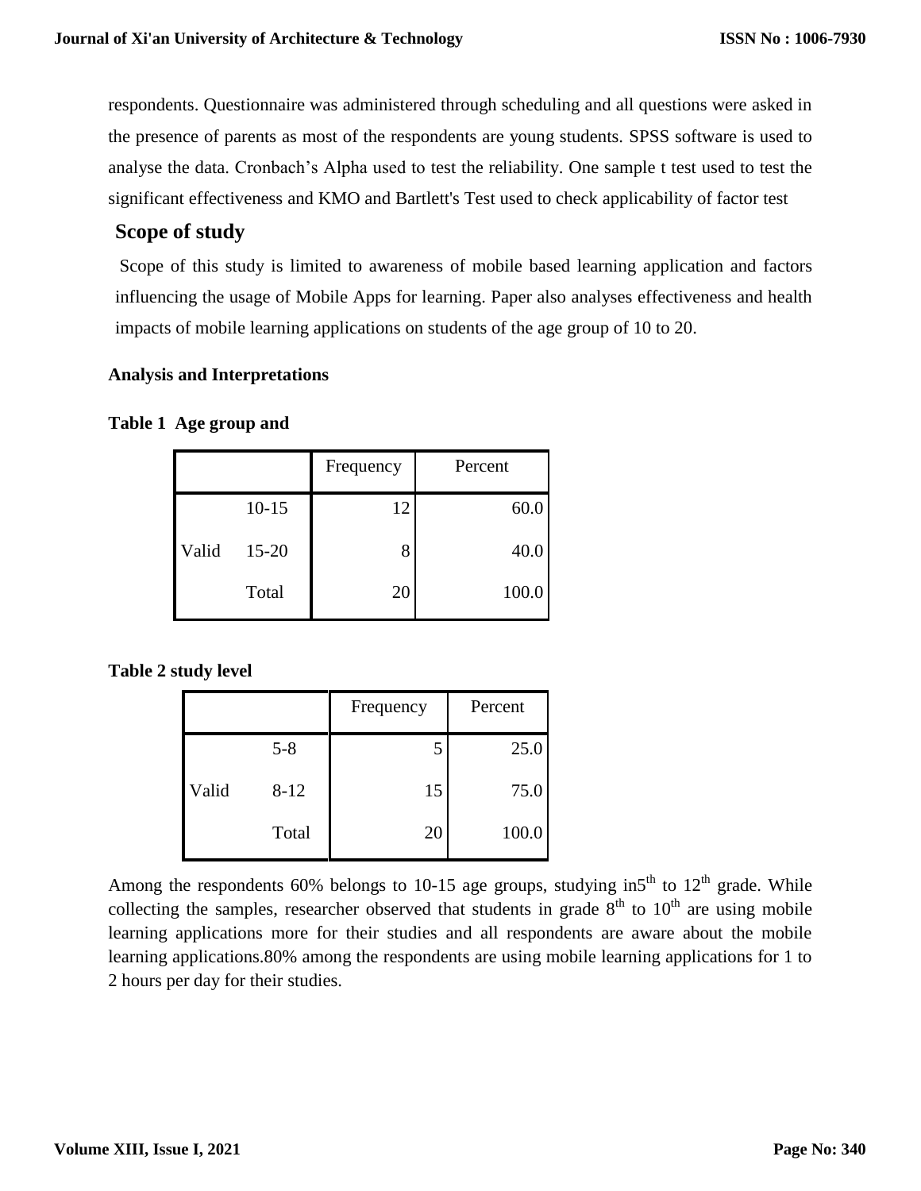respondents. Questionnaire was administered through scheduling and all questions were asked in the presence of parents as most of the respondents are young students. SPSS software is used to analyse the data. Cronbach's Alpha used to test the reliability. One sample t test used to test the significant effectiveness and KMO and Bartlett's Test used to check applicability of factor test

## Scope of study

Scope of this study is limited to awareness of mobile based learning application and factors influencing the usage of Mobile Apps for learning. Paper also analyses effectiveness and health impacts of mobile learning applications on students of the age group of 10 to 20.

### Analysis and Interpretations

**Table 1 Age group and**

| | | Frequency | Percent |
|---|---|---|---|
| Valid | 10-15 | 12 | 60.0 |
| | 15-20 | 8 | 40.0 |
| | Total | 20 | 100.0 |

**Table 2 study level**

| | | Frequency | Percent |
|---|---|---|---|
| Valid | 5-8 | 5 | 25.0 |
| | 8-12 | 15 | 75.0 |
| | Total | 20 | 100.0 |

Among the respondents 60% belongs to 10-15 age groups, studying in5th to 12th grade. While collecting the samples, researcher observed that students in grade 8th to 10th are using mobile learning applications more for their studies and all respondents are aware about the mobile learning applications.80% among the respondents are using mobile learning applications for 1 to 2 hours per day for their studies.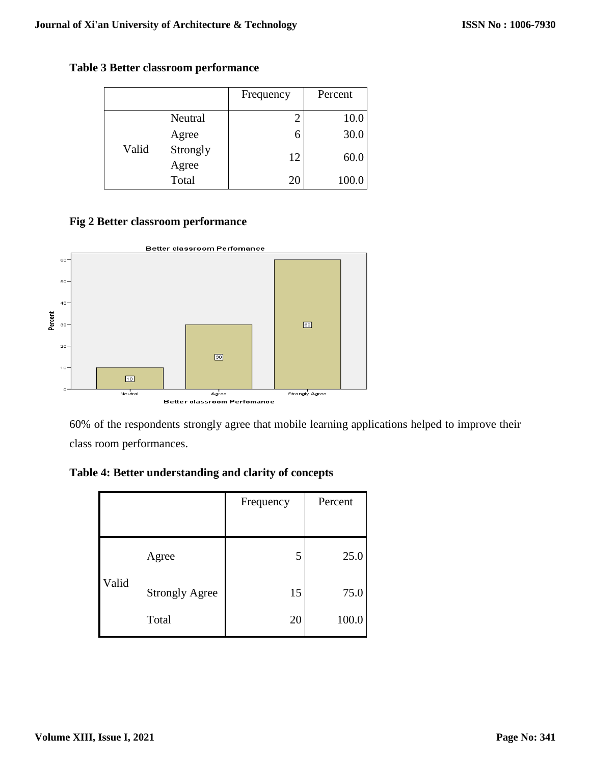**Table 3 Better classroom performance**

| | | Frequency | Percent |
|---|---|---|---|
| Valid | Neutral | 2 | 10.0 |
| | Agree | 6 | 30.0 |
| | Strongly Agree | 12 | 60.0 |
| | Total | 20 | 100.0 |

**Fig 2 Better classroom performance**

60% of the respondents strongly agree that mobile learning applications helped to improve their class room performances.

**Table 4: Better understanding and clarity of concepts**

| | | Frequency | Percent |
|---|---|---|---|
| Valid | Agree | 5 | 25.0 |
| | Strongly Agree | 15 | 75.0 |
| | Total | 20 | 100.0 |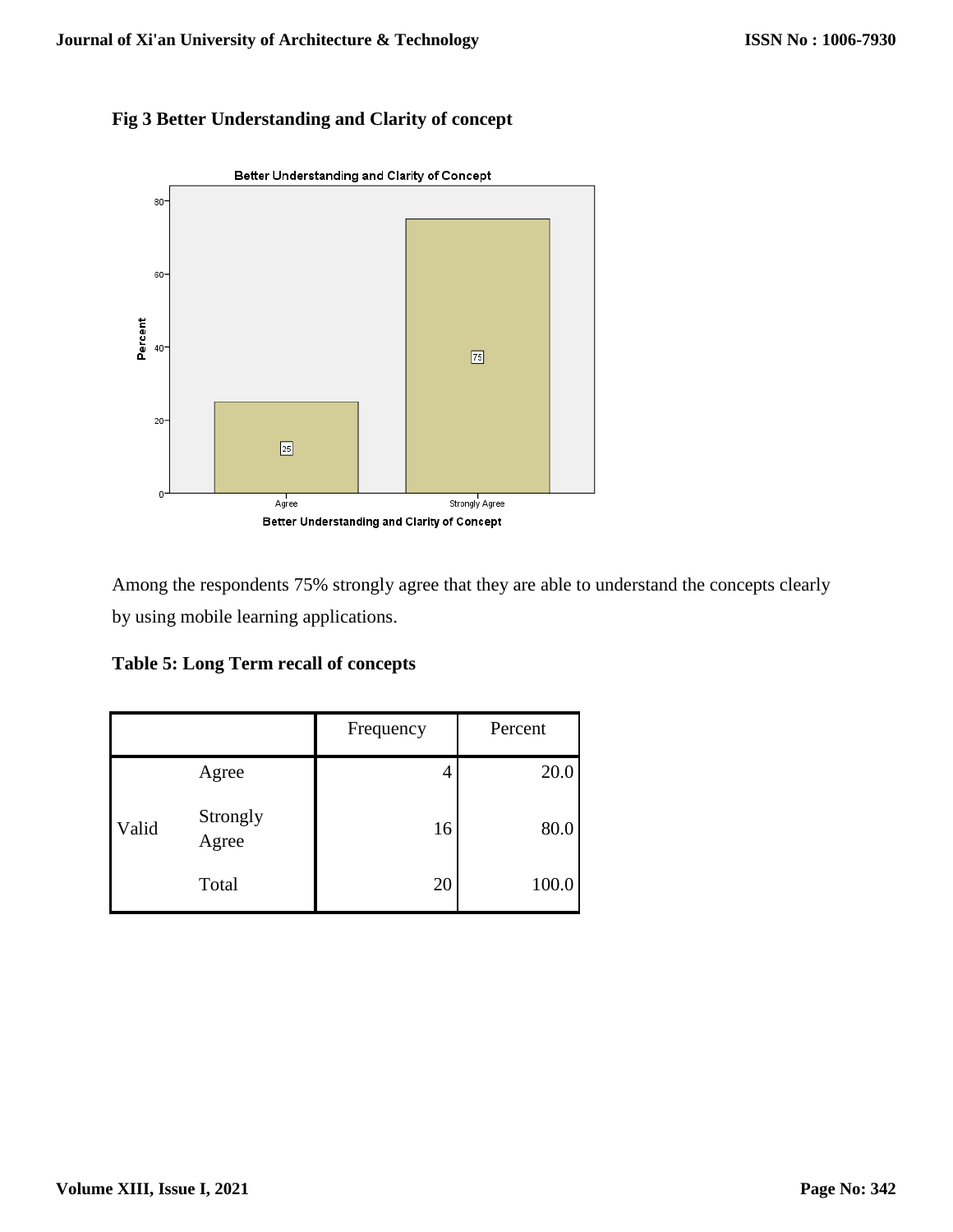**Fig 3 Better Understanding and Clarity of concept**

Among the respondents 75% strongly agree that they are able to understand the concepts clearly by using mobile learning applications.

**Table 5: Long Term recall of concepts**

| | | Frequency | Percent |
|---|---|---|---|
| Valid | Agree | 4 | 20.0 |
| | Strongly Agree | 16 | 80.0 |
| | Total | 20 | 100.0 |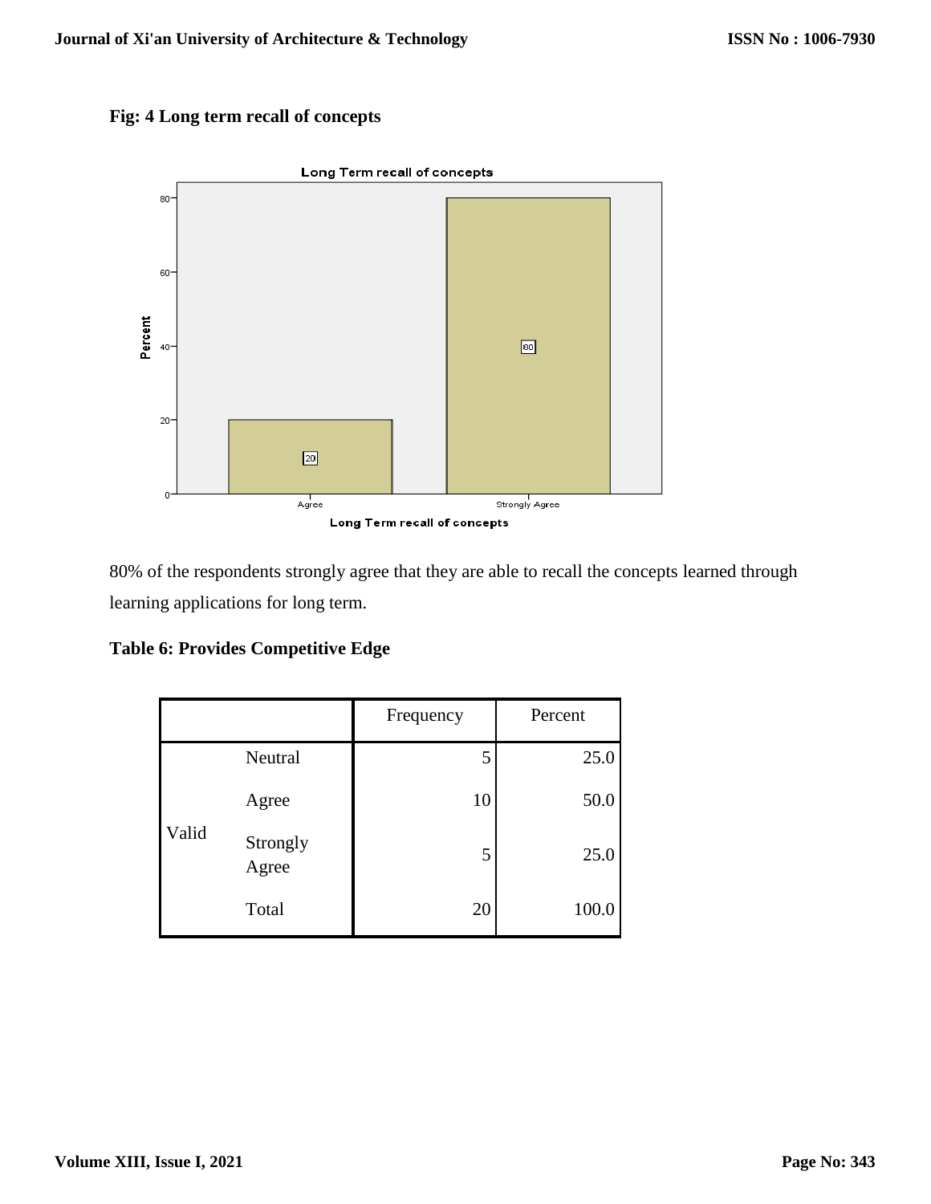**Fig: 4 Long term recall of concepts**

80% of the respondents strongly agree that they are able to recall the concepts learned through learning applications for long term.

**Table 6: Provides Competitive Edge**

| | | Frequency | Percent |
|---|---|---|---|
| Valid | Neutral | 5 | 25.0 |
| | Agree | 10 | 50.0 |
| | Strongly Agree | 5 | 25.0 |
| | Total | 20 | 100.0 |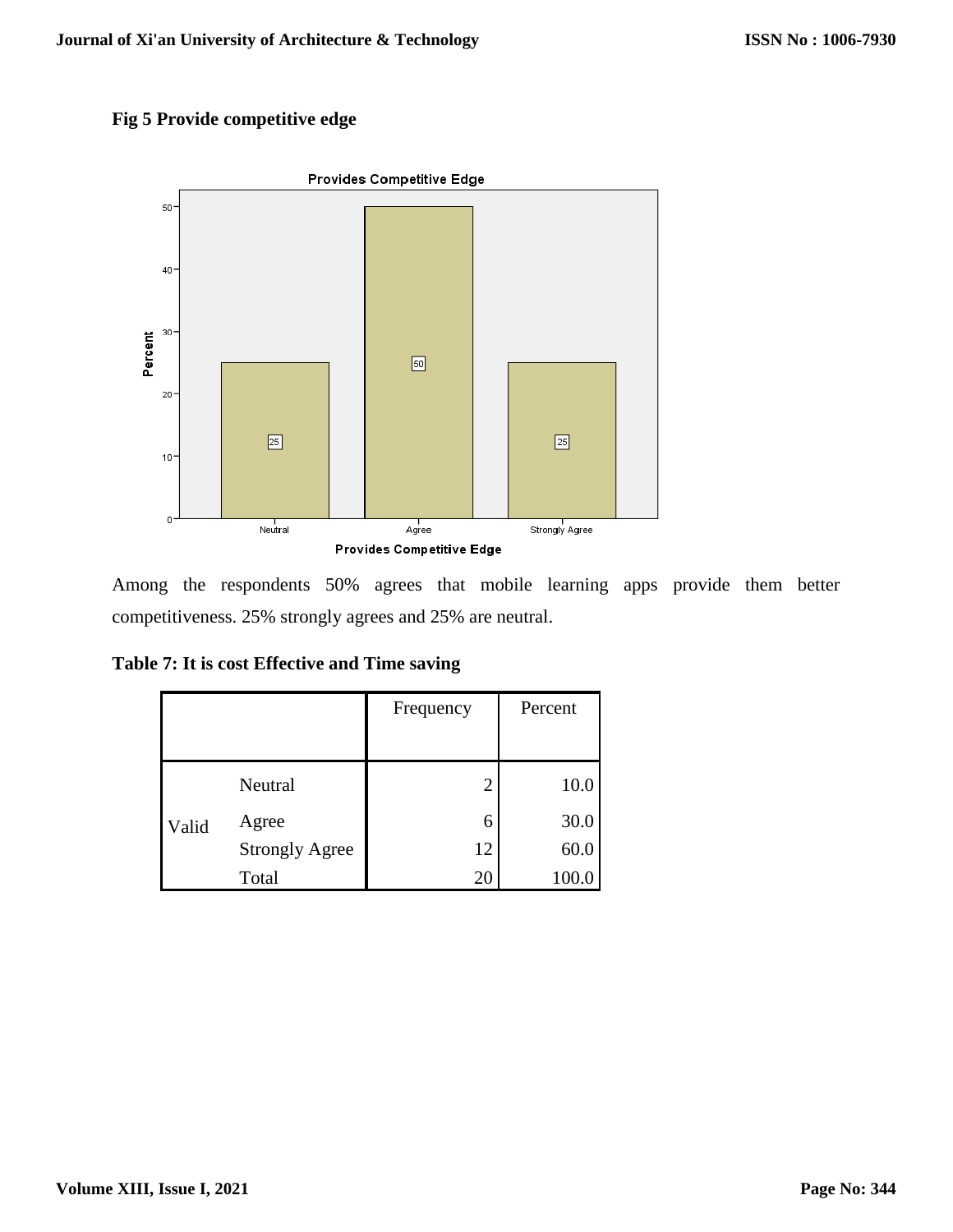**Fig 5 Provide competitive edge**

Among the respondents 50% agrees that mobile learning apps provide them better competitiveness. 25% strongly agrees and 25% are neutral.

**Table 7: It is cost Effective and Time saving**

| | | Frequency | Percent |
|---|---|---|---|
| Valid | Neutral | 2 | 10.0 |
| | Agree | 6 | 30.0 |
| | Strongly Agree | 12 | 60.0 |
| | Total | 20 | 100.0 |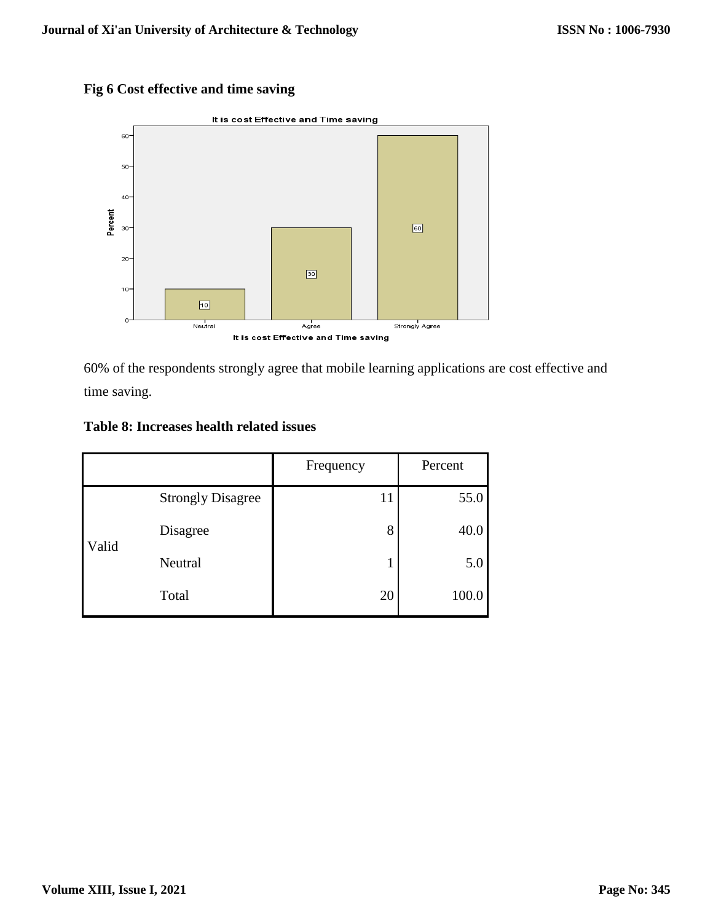**Fig 6 Cost effective and time saving**

60% of the respondents strongly agree that mobile learning applications are cost effective and time saving.

**Table 8: Increases health related issues**

| | | Frequency | Percent |
|---|---|---|---|
| Valid | Strongly Disagree | 11 | 55.0 |
| | Disagree | 8 | 40.0 |
| | Neutral | 1 | 5.0 |
| | Total | 20 | 100.0 |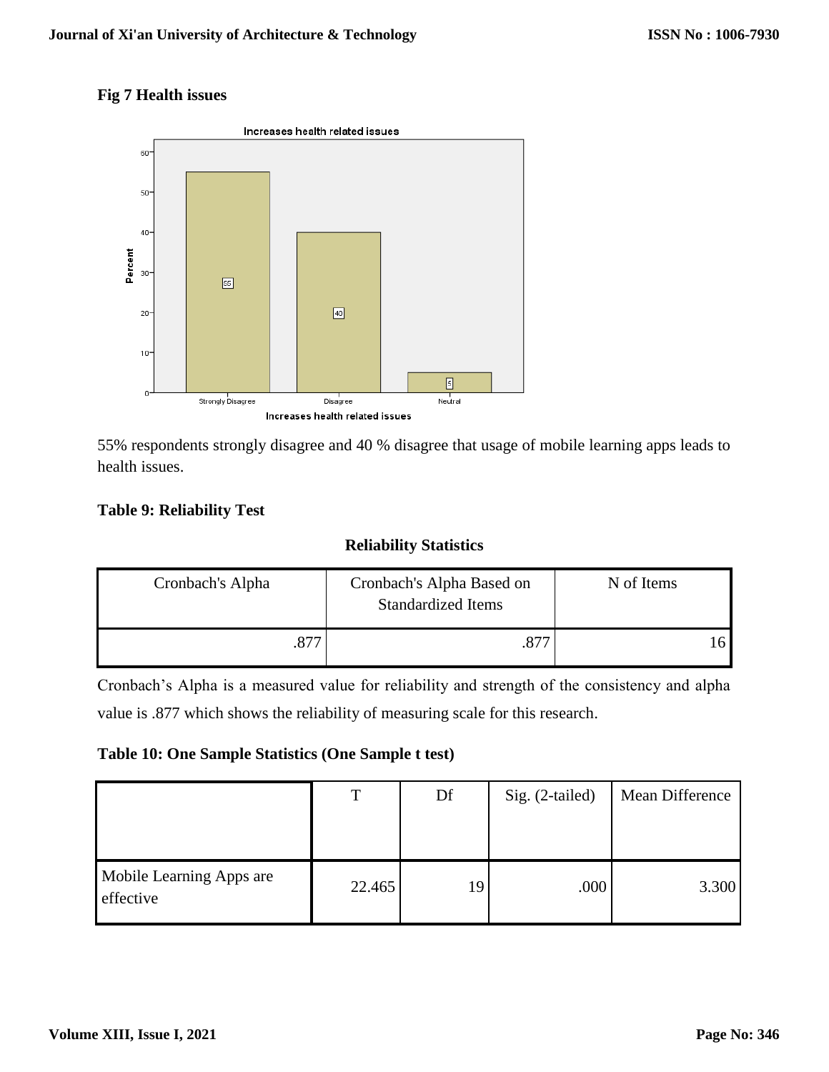**Fig 7 Health issues**

55% respondents strongly disagree and 40 % disagree that usage of mobile learning apps leads to health issues.

**Table 9: Reliability Test**

**Reliability Statistics**

| Cronbach's Alpha | Cronbach's Alpha Based on Standardized Items | N of Items |
|---|---|---|
| .877 | .877 | 16 |

Cronbach's Alpha is a measured value for reliability and strength of the consistency and alpha value is .877 which shows the reliability of measuring scale for this research.

**Table 10: One Sample Statistics (One Sample t test)**

| | T | Df | Sig. (2-tailed) | Mean Difference |
|---|---|---|---|---|
| Mobile Learning Apps are effective | 22.465 | 19 | .000 | 3.300 |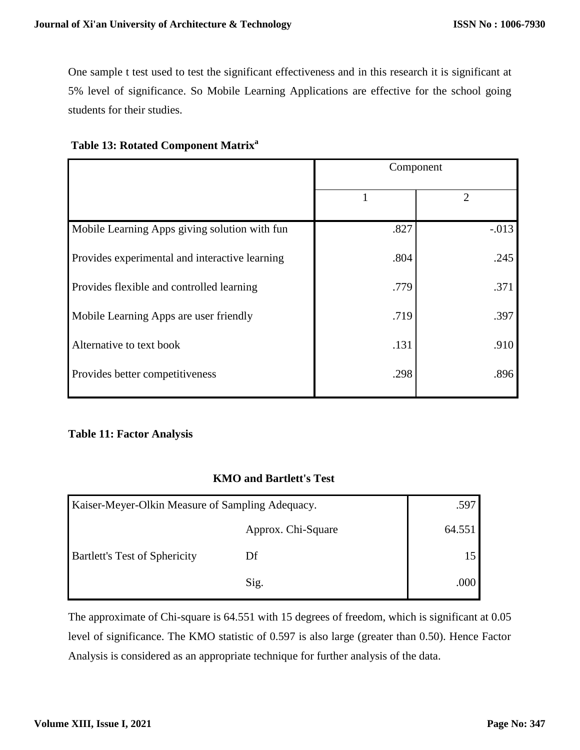One sample t test used to test the significant effectiveness and in this research it is significant at 5% level of significance. So Mobile Learning Applications are effective for the school going students for their studies.

**Table 13: Rotated Component Matrix[a]**

| | Component | |
|---|---|---|
| | 1 | 2 |
| Mobile Learning Apps giving solution with fun | .827 | -.013 |
| Provides experimental and interactive learning | .804 | .245 |
| Provides flexible and controlled learning | .779 | .371 |
| Mobile Learning Apps are user friendly | .719 | .397 |
| Alternative to text book | .131 | .910 |
| Provides better competitiveness | .298 | .896 |

**Table 11: Factor Analysis**

**KMO and Bartlett's Test**

| | | |
|---|---|---|
| Kaiser-Meyer-Olkin Measure of Sampling Adequacy. | | .597 |
| Bartlett's Test of Sphericity | Approx. Chi-Square | 64.551 |
| | Df | 15 |
| | Sig. | .000 |

The approximate of Chi-square is 64.551 with 15 degrees of freedom, which is significant at 0.05 level of significance. The KMO statistic of 0.597 is also large (greater than 0.50). Hence Factor Analysis is considered as an appropriate technique for further analysis of the data.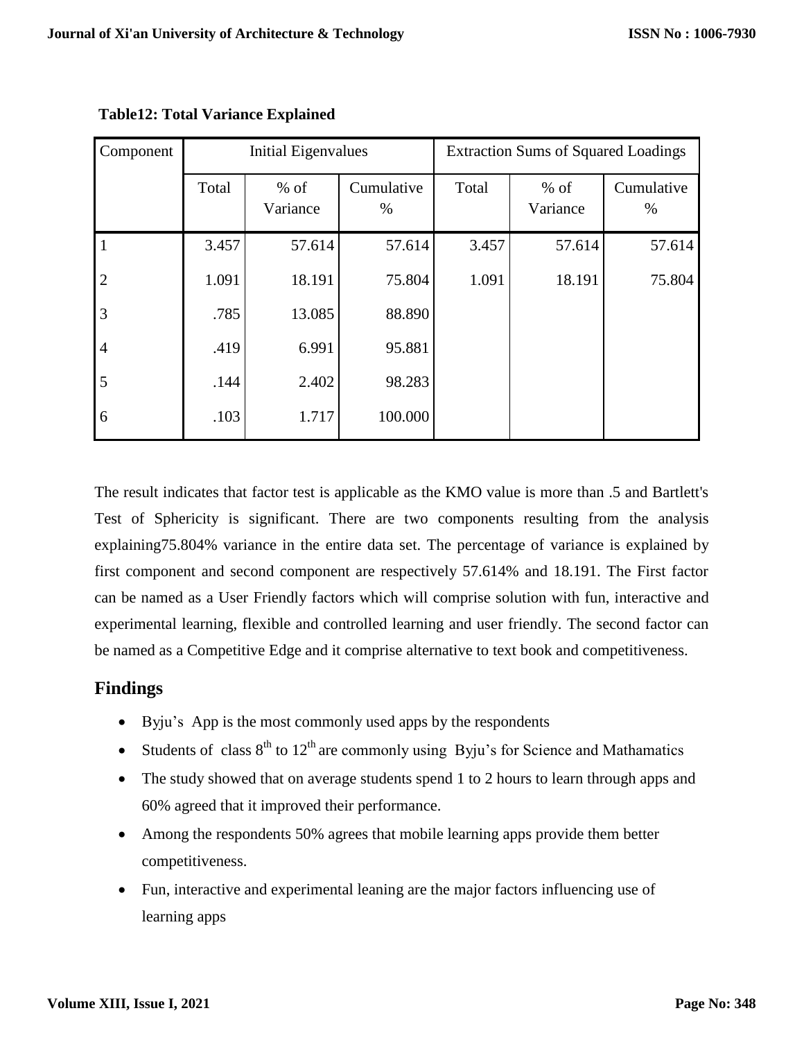**Table12: Total Variance Explained**

| Component | Initial Eigenvalues | | | Extraction Sums of Squared Loadings | | |
|---|---|---|---|---|---|---|
| | Total | % of Variance | Cumulative % | Total | % of Variance | Cumulative % |
| 1 | 3.457 | 57.614 | 57.614 | 3.457 | 57.614 | 57.614 |
| 2 | 1.091 | 18.191 | 75.804 | 1.091 | 18.191 | 75.804 |
| 3 | .785 | 13.085 | 88.890 | | | |
| 4 | .419 | 6.991 | 95.881 | | | |
| 5 | .144 | 2.402 | 98.283 | | | |
| 6 | .103 | 1.717 | 100.000 | | | |

The result indicates that factor test is applicable as the KMO value is more than .5 and Bartlett's Test of Sphericity is significant. There are two components resulting from the analysis explaining75.804% variance in the entire data set. The percentage of variance is explained by first component and second component are respectively 57.614% and 18.191. The First factor can be named as a User Friendly factors which will comprise solution with fun, interactive and experimental learning, flexible and controlled learning and user friendly. The second factor can be named as a Competitive Edge and it comprise alternative to text book and competitiveness.

## Findings

- Byju's App is the most commonly used apps by the respondents
- Students of class 8th to 12th are commonly using Byju's for Science and Mathamatics
- The study showed that on average students spend 1 to 2 hours to learn through apps and 60% agreed that it improved their performance.
- Among the respondents 50% agrees that mobile learning apps provide them better competitiveness.
- Fun, interactive and experimental leaning are the major factors influencing use of learning apps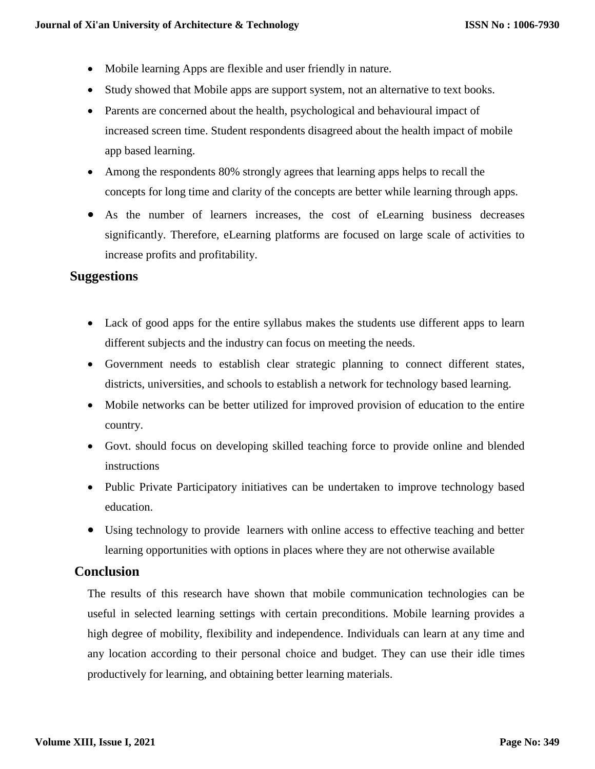- Mobile learning Apps are flexible and user friendly in nature.
- Study showed that Mobile apps are support system, not an alternative to text books.
- Parents are concerned about the health, psychological and behavioural impact of increased screen time. Student respondents disagreed about the health impact of mobile app based learning.
- Among the respondents 80% strongly agrees that learning apps helps to recall the concepts for long time and clarity of the concepts are better while learning through apps.
- As the number of learners increases, the cost of eLearning business decreases significantly. Therefore, eLearning platforms are focused on large scale of activities to increase profits and profitability.

## Suggestions

- Lack of good apps for the entire syllabus makes the students use different apps to learn different subjects and the industry can focus on meeting the needs.
- Government needs to establish clear strategic planning to connect different states, districts, universities, and schools to establish a network for technology based learning.
- Mobile networks can be better utilized for improved provision of education to the entire country.
- Govt. should focus on developing skilled teaching force to provide online and blended instructions
- Public Private Participatory initiatives can be undertaken to improve technology based education.
- Using technology to provide learners with online access to effective teaching and better learning opportunities with options in places where they are not otherwise available

## Conclusion

The results of this research have shown that mobile communication technologies can be useful in selected learning settings with certain preconditions. Mobile learning provides a high degree of mobility, flexibility and independence. Individuals can learn at any time and any location according to their personal choice and budget. They can use their idle times productively for learning, and obtaining better learning materials.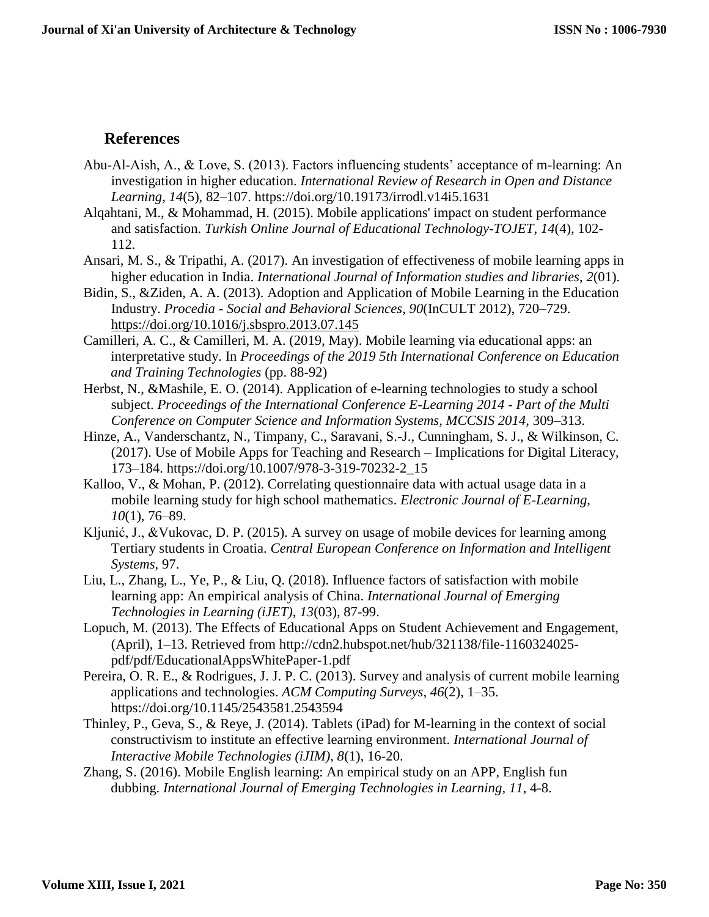## References

Abu-Al-Aish, A., & Love, S. (2013). Factors influencing students' acceptance of m-learning: An investigation in higher education. *International Review of Research in Open and Distance Learning*, *14*(5), 82–107. https://doi.org/10.19173/irrodl.v14i5.1631

Alqahtani, M., & Mohammad, H. (2015). Mobile applications' impact on student performance and satisfaction. *Turkish Online Journal of Educational Technology-TOJET*, *14*(4), 102-112.

Ansari, M. S., & Tripathi, A. (2017). An investigation of effectiveness of mobile learning apps in higher education in India. *International Journal of Information studies and libraries*, *2*(01).

Bidin, S., &Ziden, A. A. (2013). Adoption and Application of Mobile Learning in the Education Industry. *Procedia - Social and Behavioral Sciences*, *90*(InCULT 2012), 720–729. https://doi.org/10.1016/j.sbspro.2013.07.145

Camilleri, A. C., & Camilleri, M. A. (2019, May). Mobile learning via educational apps: an interpretative study. In *Proceedings of the 2019 5th International Conference on Education and Training Technologies* (pp. 88-92)

Herbst, N., &Mashile, E. O. (2014). Application of e-learning technologies to study a school subject. *Proceedings of the International Conference E-Learning 2014 - Part of the Multi Conference on Computer Science and Information Systems, MCCSIS 2014*, 309–313.

Hinze, A., Vanderschantz, N., Timpany, C., Saravani, S.-J., Cunningham, S. J., & Wilkinson, C. (2017). Use of Mobile Apps for Teaching and Research – Implications for Digital Literacy, 173–184. https://doi.org/10.1007/978-3-319-70232-2_15

Kalloo, V., & Mohan, P. (2012). Correlating questionnaire data with actual usage data in a mobile learning study for high school mathematics. *Electronic Journal of E-Learning*, *10*(1), 76–89.

Kljunić, J., &Vukovac, D. P. (2015). A survey on usage of mobile devices for learning among Tertiary students in Croatia. *Central European Conference on Information and Intelligent Systems*, 97.

Liu, L., Zhang, L., Ye, P., & Liu, Q. (2018). Influence factors of satisfaction with mobile learning app: An empirical analysis of China. *International Journal of Emerging Technologies in Learning (iJET)*, *13*(03), 87-99.

Lopuch, M. (2013). The Effects of Educational Apps on Student Achievement and Engagement, (April), 1–13. Retrieved from http://cdn2.hubspot.net/hub/321138/file-1160324025-pdf/pdf/EducationalAppsWhitePaper-1.pdf

Pereira, O. R. E., & Rodrigues, J. J. P. C. (2013). Survey and analysis of current mobile learning applications and technologies. *ACM Computing Surveys*, *46*(2), 1–35. https://doi.org/10.1145/2543581.2543594

Thinley, P., Geva, S., & Reye, J. (2014). Tablets (iPad) for M-learning in the context of social constructivism to institute an effective learning environment. *International Journal of Interactive Mobile Technologies (iJIM)*, *8*(1), 16-20.

Zhang, S. (2016). Mobile English learning: An empirical study on an APP, English fun dubbing. *International Journal of Emerging Technologies in Learning*, *11*, 4-8.